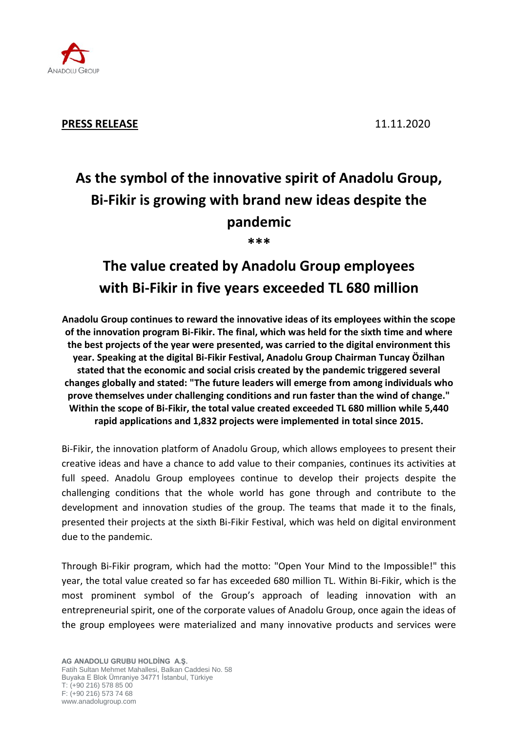**PRESS RELEASE** 11.11.2020

# As the symbol of the innovative spirit of Anadolu Group, Bi-Fikir is growing with brand new ideas despite the pandemic

***

# The value created by Anadolu Group employees with Bi-Fikir in five years exceeded TL 680 million

**Anadolu Group continues to reward the innovative ideas of its employees within the scope of the innovation program Bi-Fikir. The final, which was held for the sixth time and where the best projects of the year were presented, was carried to the digital environment this year. Speaking at the digital Bi-Fikir Festival, Anadolu Group Chairman Tuncay Özilhan stated that the economic and social crisis created by the pandemic triggered several changes globally and stated: "The future leaders will emerge from among individuals who prove themselves under challenging conditions and run faster than the wind of change." Within the scope of Bi-Fikir, the total value created exceeded TL 680 million while 5,440 rapid applications and 1,832 projects were implemented in total since 2015.**

Bi-Fikir, the innovation platform of Anadolu Group, which allows employees to present their creative ideas and have a chance to add value to their companies, continues its activities at full speed. Anadolu Group employees continue to develop their projects despite the challenging conditions that the whole world has gone through and contribute to the development and innovation studies of the group. The teams that made it to the finals, presented their projects at the sixth Bi-Fikir Festival, which was held on digital environment due to the pandemic.

Through Bi-Fikir program, which had the motto: "Open Your Mind to the Impossible!" this year, the total value created so far has exceeded 680 million TL. Within Bi-Fikir, which is the most prominent symbol of the Group's approach of leading innovation with an entrepreneurial spirit, one of the corporate values of Anadolu Group, once again the ideas of the group employees were materialized and many innovative products and services were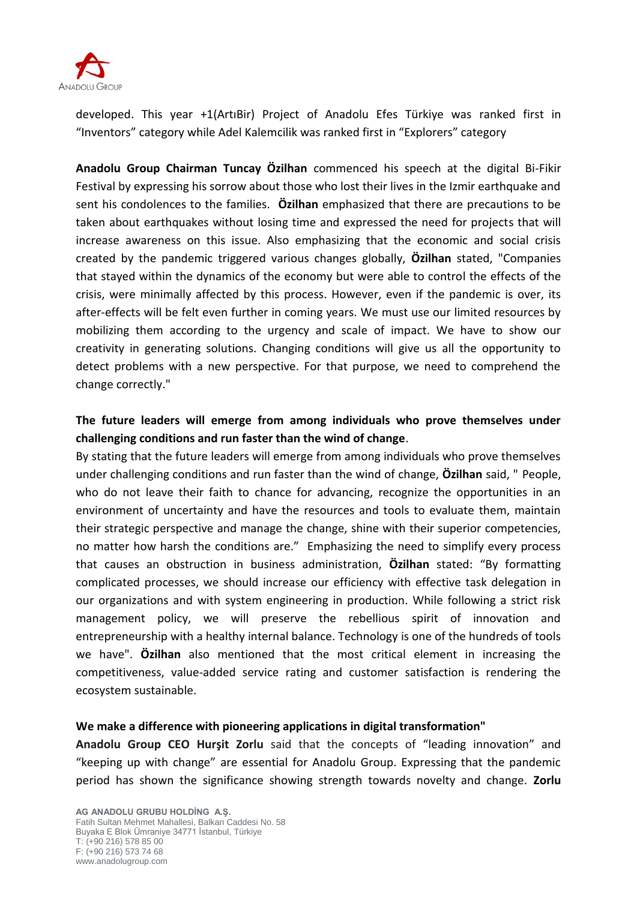developed. This year +1(ArtıBir) Project of Anadolu Efes Türkiye was ranked first in "Inventors" category while Adel Kalemcilik was ranked first in "Explorers" category

**Anadolu Group Chairman Tuncay Özilhan** commenced his speech at the digital Bi-Fikir Festival by expressing his sorrow about those who lost their lives in the Izmir earthquake and sent his condolences to the families. **Özilhan** emphasized that there are precautions to be taken about earthquakes without losing time and expressed the need for projects that will increase awareness on this issue. Also emphasizing that the economic and social crisis created by the pandemic triggered various changes globally, **Özilhan** stated, "Companies that stayed within the dynamics of the economy but were able to control the effects of the crisis, were minimally affected by this process. However, even if the pandemic is over, its after-effects will be felt even further in coming years. We must use our limited resources by mobilizing them according to the urgency and scale of impact. We have to show our creativity in generating solutions. Changing conditions will give us all the opportunity to detect problems with a new perspective. For that purpose, we need to comprehend the change correctly."

**The future leaders will emerge from among individuals who prove themselves under challenging conditions and run faster than the wind of change**.

By stating that the future leaders will emerge from among individuals who prove themselves under challenging conditions and run faster than the wind of change, **Özilhan** said, " People, who do not leave their faith to chance for advancing, recognize the opportunities in an environment of uncertainty and have the resources and tools to evaluate them, maintain their strategic perspective and manage the change, shine with their superior competencies, no matter how harsh the conditions are." Emphasizing the need to simplify every process that causes an obstruction in business administration, **Özilhan** stated: "By formatting complicated processes, we should increase our efficiency with effective task delegation in our organizations and with system engineering in production. While following a strict risk management policy, we will preserve the rebellious spirit of innovation and entrepreneurship with a healthy internal balance. Technology is one of the hundreds of tools we have". **Özilhan** also mentioned that the most critical element in increasing the competitiveness, value-added service rating and customer satisfaction is rendering the ecosystem sustainable.

**We make a difference with pioneering applications in digital transformation"**

**Anadolu Group CEO Hurşit Zorlu** said that the concepts of "leading innovation" and "keeping up with change" are essential for Anadolu Group. Expressing that the pandemic period has shown the significance showing strength towards novelty and change. **Zorlu**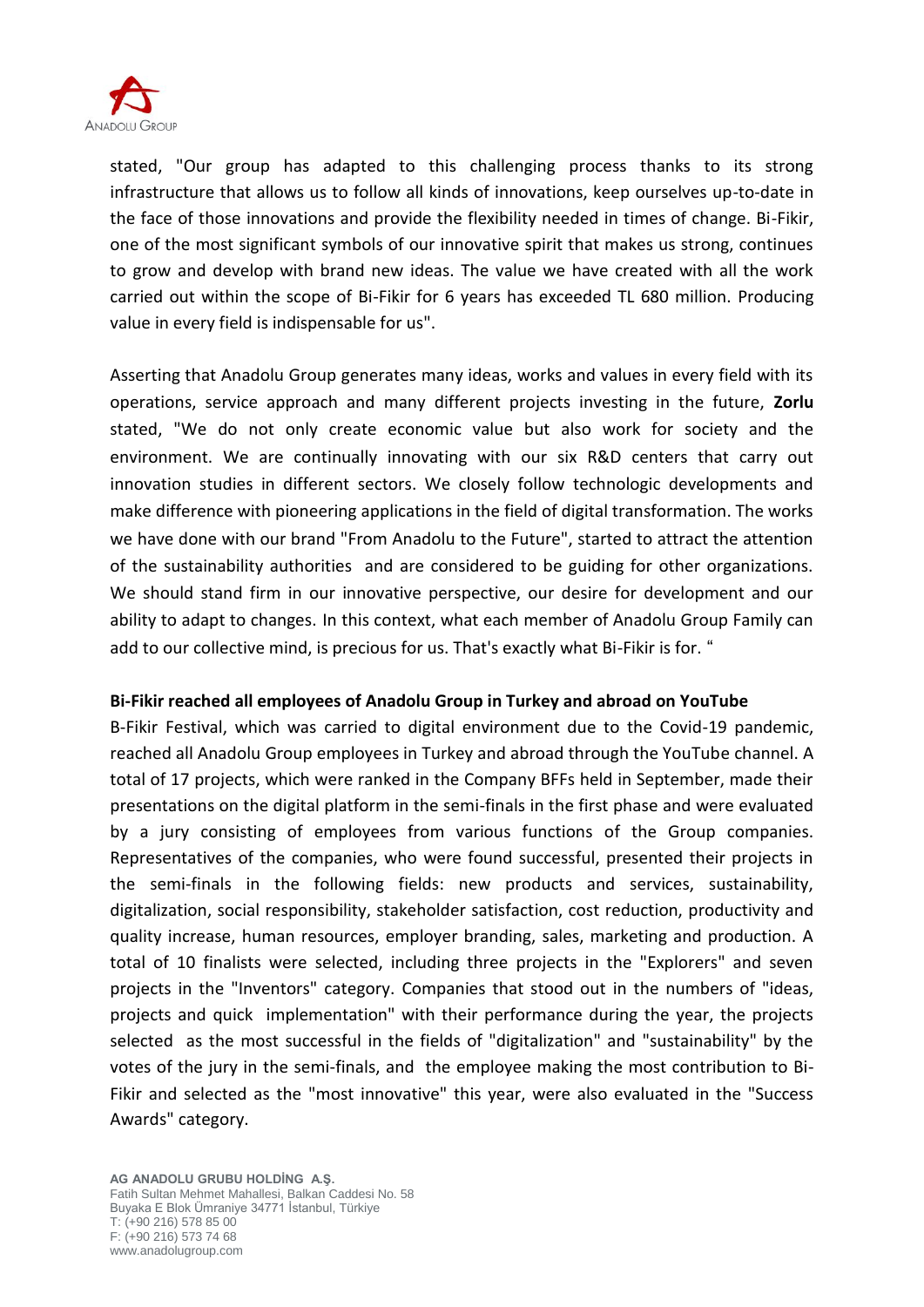stated, "Our group has adapted to this challenging process thanks to its strong infrastructure that allows us to follow all kinds of innovations, keep ourselves up-to-date in the face of those innovations and provide the flexibility needed in times of change. Bi-Fikir, one of the most significant symbols of our innovative spirit that makes us strong, continues to grow and develop with brand new ideas. The value we have created with all the work carried out within the scope of Bi-Fikir for 6 years has exceeded TL 680 million. Producing value in every field is indispensable for us".

Asserting that Anadolu Group generates many ideas, works and values in every field with its operations, service approach and many different projects investing in the future, **Zorlu** stated, "We do not only create economic value but also work for society and the environment. We are continually innovating with our six R&D centers that carry out innovation studies in different sectors. We closely follow technologic developments and make difference with pioneering applications in the field of digital transformation. The works we have done with our brand "From Anadolu to the Future", started to attract the attention of the sustainability authorities and are considered to be guiding for other organizations. We should stand firm in our innovative perspective, our desire for development and our ability to adapt to changes. In this context, what each member of Anadolu Group Family can add to our collective mind, is precious for us. That's exactly what Bi-Fikir is for. "

**Bi-Fikir reached all employees of Anadolu Group in Turkey and abroad on YouTube**

B-Fikir Festival, which was carried to digital environment due to the Covid-19 pandemic, reached all Anadolu Group employees in Turkey and abroad through the YouTube channel. A total of 17 projects, which were ranked in the Company BFFs held in September, made their presentations on the digital platform in the semi-finals in the first phase and were evaluated by a jury consisting of employees from various functions of the Group companies. Representatives of the companies, who were found successful, presented their projects in the semi-finals in the following fields: new products and services, sustainability, digitalization, social responsibility, stakeholder satisfaction, cost reduction, productivity and quality increase, human resources, employer branding, sales, marketing and production. A total of 10 finalists were selected, including three projects in the "Explorers" and seven projects in the "Inventors" category. Companies that stood out in the numbers of "ideas, projects and quick implementation" with their performance during the year, the projects selected as the most successful in the fields of "digitalization" and "sustainability" by the votes of the jury in the semi-finals, and the employee making the most contribution to Bi-Fikir and selected as the "most innovative" this year, were also evaluated in the "Success Awards" category.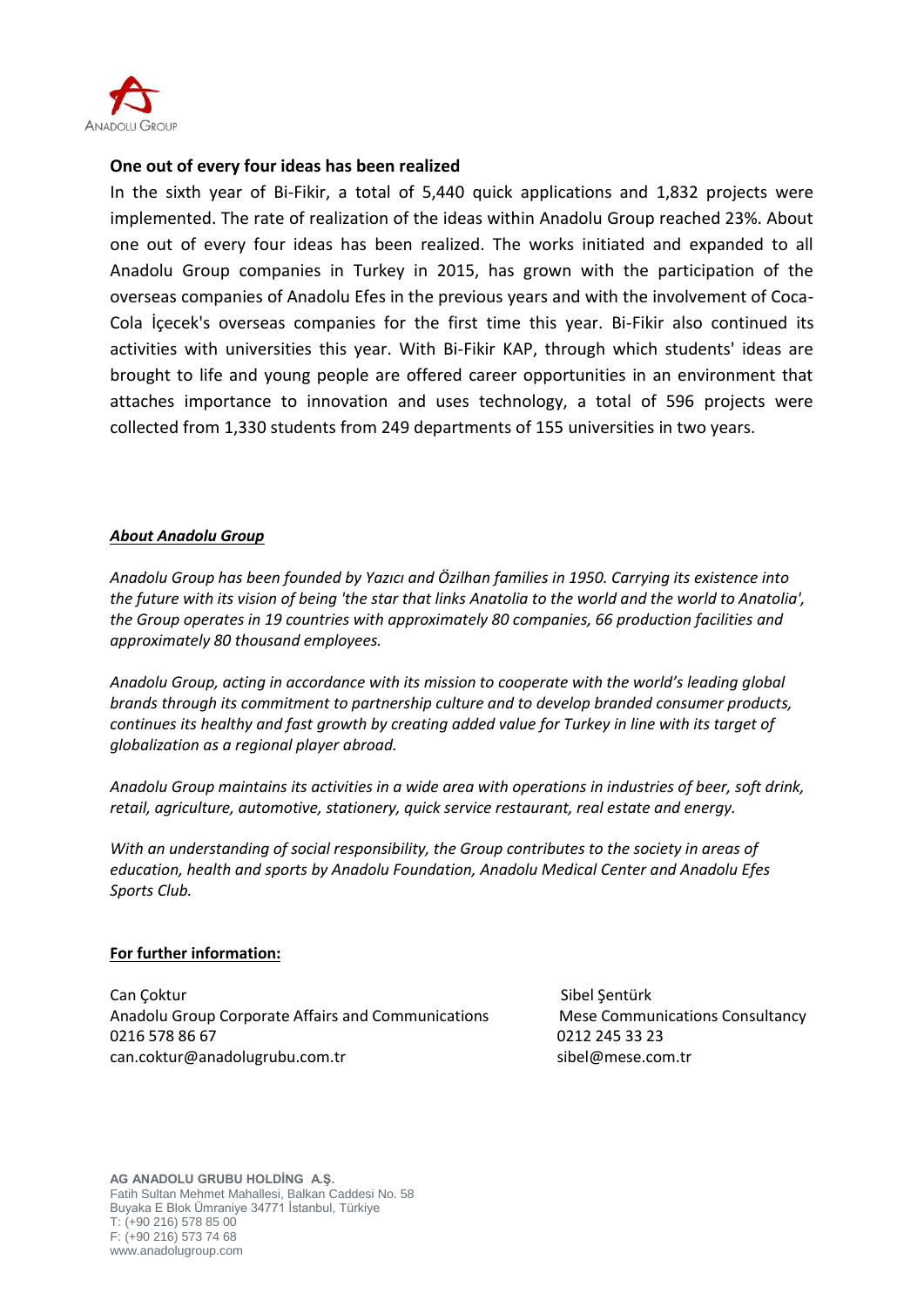**One out of every four ideas has been realized**

In the sixth year of Bi-Fikir, a total of 5,440 quick applications and 1,832 projects were implemented. The rate of realization of the ideas within Anadolu Group reached 23%. About one out of every four ideas has been realized. The works initiated and expanded to all Anadolu Group companies in Turkey in 2015, has grown with the participation of the overseas companies of Anadolu Efes in the previous years and with the involvement of Coca-Cola İçecek's overseas companies for the first time this year. Bi-Fikir also continued its activities with universities this year. With Bi-Fikir KAP, through which students' ideas are brought to life and young people are offered career opportunities in an environment that attaches importance to innovation and uses technology, a total of 596 projects were collected from 1,330 students from 249 departments of 155 universities in two years.

***About Anadolu Group***

*Anadolu Group has been founded by Yazıcı and Özilhan families in 1950. Carrying its existence into the future with its vision of being 'the star that links Anatolia to the world and the world to Anatolia', the Group operates in 19 countries with approximately 80 companies, 66 production facilities and approximately 80 thousand employees.*

*Anadolu Group, acting in accordance with its mission to cooperate with the world's leading global brands through its commitment to partnership culture and to develop branded consumer products, continues its healthy and fast growth by creating added value for Turkey in line with its target of globalization as a regional player abroad.*

*Anadolu Group maintains its activities in a wide area with operations in industries of beer, soft drink, retail, agriculture, automotive, stationery, quick service restaurant, real estate and energy.*

*With an understanding of social responsibility, the Group contributes to the society in areas of education, health and sports by Anadolu Foundation, Anadolu Medical Center and Anadolu Efes Sports Club.*

**For further information:**

Can Çoktur
Anadolu Group Corporate Affairs and Communications
0216 578 86 67
can.coktur@anadolugrubu.com.tr

Sibel Şentürk
Mese Communications Consultancy
0212 245 33 23
sibel@mese.com.tr

**AG ANADOLU GRUBU HOLDİNG A.Ş.**
Fatih Sultan Mehmet Mahallesi, Balkan Caddesi No. 58
Buyaka E Blok Ümraniye 34771 İstanbul, Türkiye
T: (+90 216) 578 85 00
F: (+90 216) 573 74 68
www.anadolugroup.com